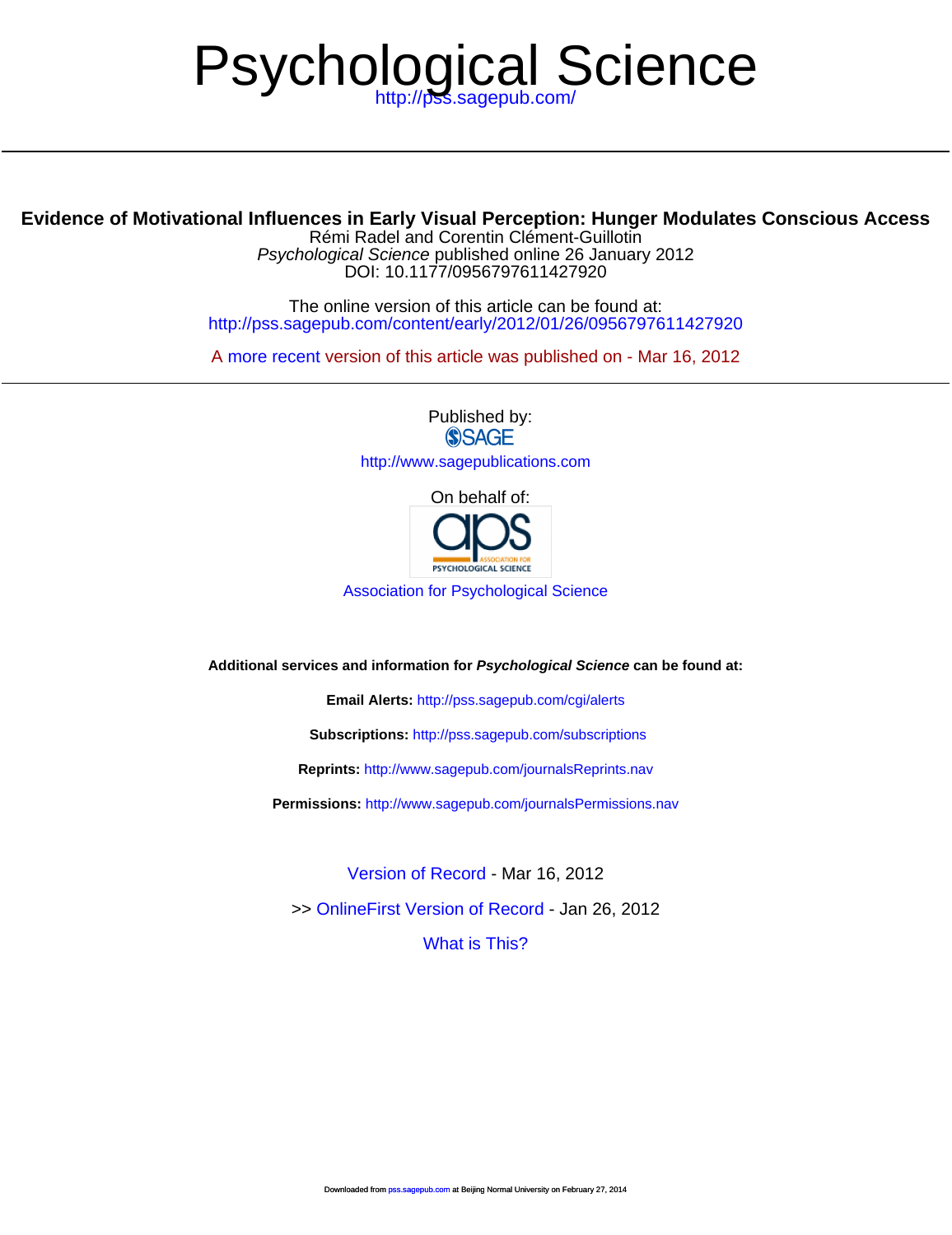# Psychological Science

http://pss.sagepub.com/

---

**Evidence of Motivational Influences in Early Visual Perception: Hunger Modulates Conscious Access**

Rémi Radel and Corentin Clément-Guillotin

*Psychological Science* published online 26 January 2012

DOI: 10.1177/0956797611427920

The online version of this article can be found at:

http://pss.sagepub.com/content/early/2012/01/26/0956797611427920

A more recent version of this article was published on - Mar 16, 2012

---

Published by:

SAGE

http://www.sagepublications.com

On behalf of:

aps ASSOCIATION FOR PSYCHOLOGICAL SCIENCE

Association for Psychological Science

**Additional services and information for *Psychological Science* can be found at:**

**Email Alerts:** http://pss.sagepub.com/cgi/alerts

**Subscriptions:** http://pss.sagepub.com/subscriptions

**Reprints:** http://www.sagepub.com/journalsReprints.nav

**Permissions:** http://www.sagepub.com/journalsPermissions.nav

Version of Record - Mar 16, 2012

>> OnlineFirst Version of Record - Jan 26, 2012

What is This?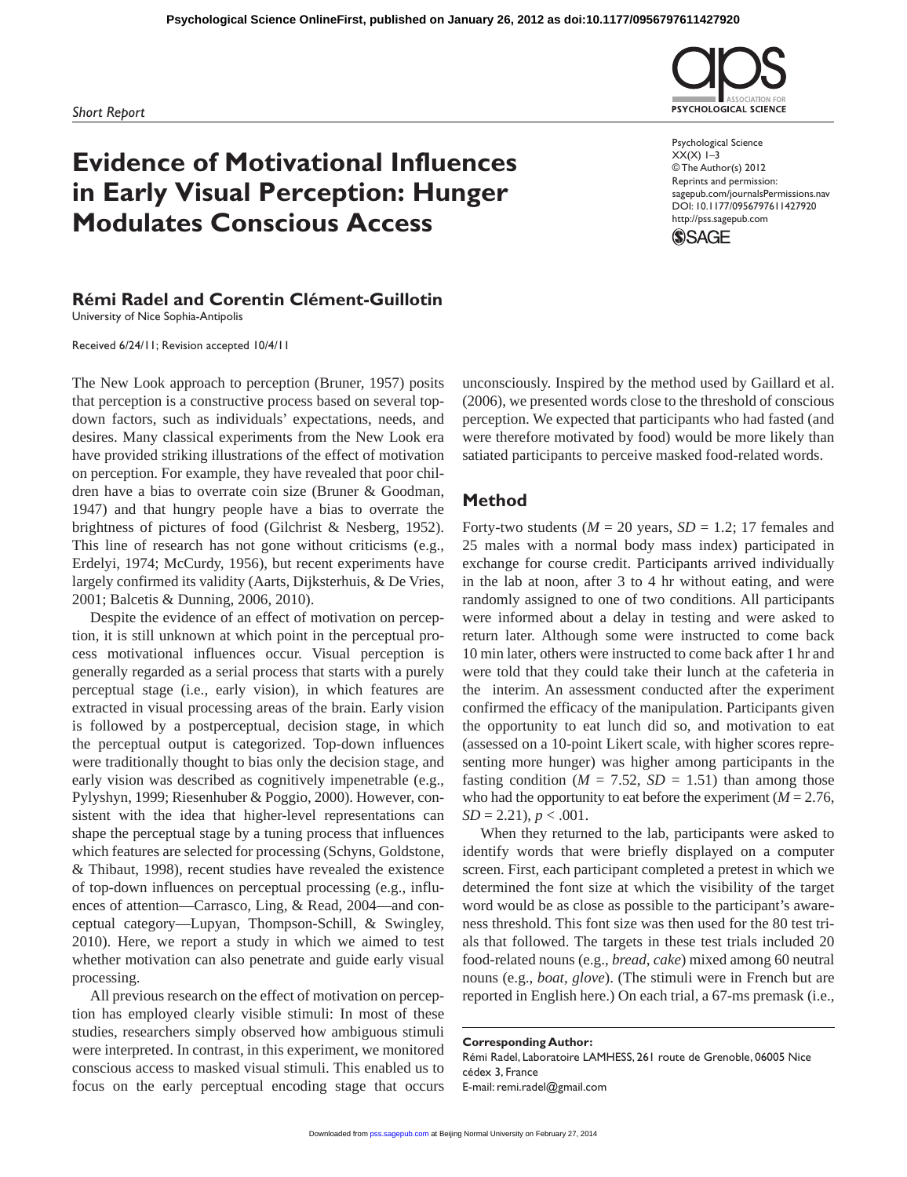*Short Report*

# Evidence of Motivational Influences in Early Visual Perception: Hunger Modulates Conscious Access

Psychological Science
XX(X) 1–3
© The Author(s) 2012
Reprints and permission: sagepub.com/journalsPermissions.nav
DOI: 10.1177/0956797611427920
http://pss.sagepub.com

**Rémi Radel and Corentin Clément-Guillotin**

University of Nice Sophia-Antipolis

Received 6/24/11; Revision accepted 10/4/11

The New Look approach to perception (Bruner, 1957) posits that perception is a constructive process based on several top-down factors, such as individuals' expectations, needs, and desires. Many classical experiments from the New Look era have provided striking illustrations of the effect of motivation on perception. For example, they have revealed that poor children have a bias to overrate coin size (Bruner & Goodman, 1947) and that hungry people have a bias to overrate the brightness of pictures of food (Gilchrist & Nesberg, 1952). This line of research has not gone without criticisms (e.g., Erdelyi, 1974; McCurdy, 1956), but recent experiments have largely confirmed its validity (Aarts, Dijksterhuis, & De Vries, 2001; Balcetis & Dunning, 2006, 2010).

Despite the evidence of an effect of motivation on perception, it is still unknown at which point in the perceptual process motivational influences occur. Visual perception is generally regarded as a serial process that starts with a purely perceptual stage (i.e., early vision), in which features are extracted in visual processing areas of the brain. Early vision is followed by a postperceptual, decision stage, in which the perceptual output is categorized. Top-down influences were traditionally thought to bias only the decision stage, and early vision was described as cognitively impenetrable (e.g., Pylyshyn, 1999; Riesenhuber & Poggio, 2000). However, consistent with the idea that higher-level representations can shape the perceptual stage by a tuning process that influences which features are selected for processing (Schyns, Goldstone, & Thibaut, 1998), recent studies have revealed the existence of top-down influences on perceptual processing (e.g., influences of attention—Carrasco, Ling, & Read, 2004—and conceptual category—Lupyan, Thompson-Schill, & Swingley, 2010). Here, we report a study in which we aimed to test whether motivation can also penetrate and guide early visual processing.

All previous research on the effect of motivation on perception has employed clearly visible stimuli: In most of these studies, researchers simply observed how ambiguous stimuli were interpreted. In contrast, in this experiment, we monitored conscious access to masked visual stimuli. This enabled us to focus on the early perceptual encoding stage that occurs unconsciously. Inspired by the method used by Gaillard et al. (2006), we presented words close to the threshold of conscious perception. We expected that participants who had fasted (and were therefore motivated by food) would be more likely than satiated participants to perceive masked food-related words.

## Method

Forty-two students ($M$ = 20 years, $SD$ = 1.2; 17 females and 25 males with a normal body mass index) participated in exchange for course credit. Participants arrived individually in the lab at noon, after 3 to 4 hr without eating, and were randomly assigned to one of two conditions. All participants were informed about a delay in testing and were asked to return later. Although some were instructed to come back 10 min later, others were instructed to come back after 1 hr and were told that they could take their lunch at the cafeteria in the interim. An assessment conducted after the experiment confirmed the efficacy of the manipulation. Participants given the opportunity to eat lunch did so, and motivation to eat (assessed on a 10-point Likert scale, with higher scores representing more hunger) was higher among participants in the fasting condition ($M$ = 7.52, $SD$ = 1.51) than among those who had the opportunity to eat before the experiment ($M$ = 2.76, $SD$ = 2.21), $p$ < .001.

When they returned to the lab, participants were asked to identify words that were briefly displayed on a computer screen. First, each participant completed a pretest in which we determined the font size at which the visibility of the target word would be as close as possible to the participant's awareness threshold. This font size was then used for the 80 test trials that followed. The targets in these test trials included 20 food-related nouns (e.g., *bread*, *cake*) mixed among 60 neutral nouns (e.g., *boat*, *glove*). (The stimuli were in French but are reported in English here.) On each trial, a 67-ms premask (i.e.,

**Corresponding Author:**
Rémi Radel, Laboratoire LAMHESS, 261 route de Grenoble, 06005 Nice cédex 3, France
E-mail: remi.radel@gmail.com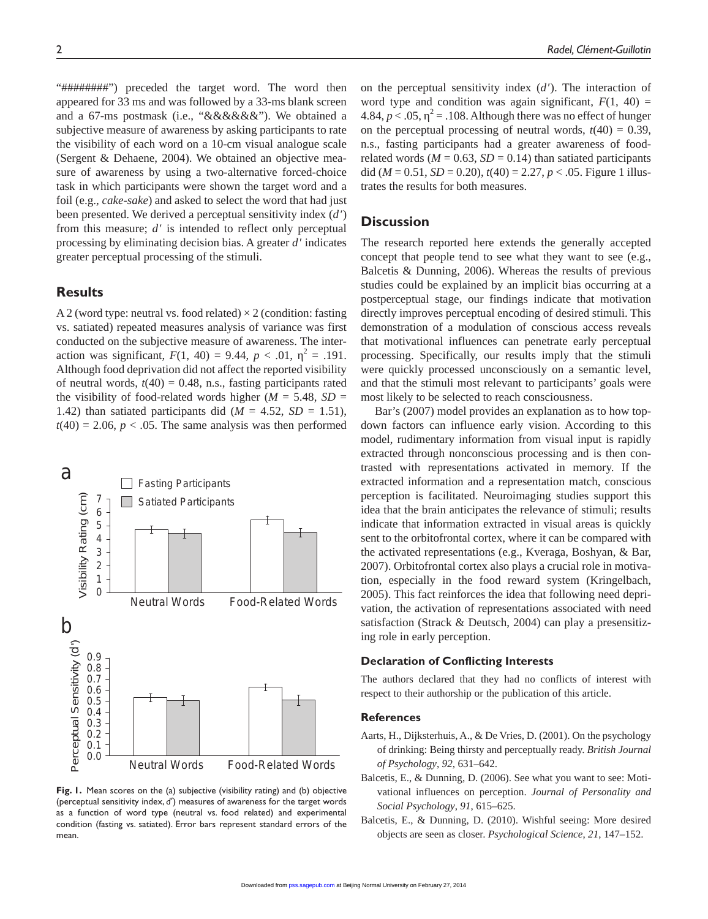"########") preceded the target word. The word then appeared for 33 ms and was followed by a 33-ms blank screen and a 67-ms postmask (i.e., "&&&&&&"). We obtained a subjective measure of awareness by asking participants to rate the visibility of each word on a 10-cm visual analogue scale (Sergent & Dehaene, 2004). We obtained an objective measure of awareness by using a two-alternative forced-choice task in which participants were shown the target word and a foil (e.g., *cake-sake*) and asked to select the word that had just been presented. We derived a perceptual sensitivity index ($d'$) from this measure; $d'$ is intended to reflect only perceptual processing by eliminating decision bias. A greater $d'$ indicates greater perceptual processing of the stimuli.

## Results

A 2 (word type: neutral vs. food related) × 2 (condition: fasting vs. satiated) repeated measures analysis of variance was first conducted on the subjective measure of awareness. The interaction was significant, $F(1, 40) = 9.44$, $p < .01$, $\eta^2 = .191$. Although food deprivation did not affect the reported visibility of neutral words, $t(40) = 0.48$, n.s., fasting participants rated the visibility of food-related words higher ($M = 5.48$, $SD = 1.42$) than satiated participants did ($M = 4.52$, $SD = 1.51$), $t(40) = 2.06$, $p < .05$. The same analysis was then performed on the perceptual sensitivity index ($d'$). The interaction of word type and condition was again significant, $F(1, 40) = 4.84$, $p < .05$, $\eta^2 = .108$. Although there was no effect of hunger on the perceptual processing of neutral words, $t(40) = 0.39$, n.s., fasting participants had a greater awareness of food-related words ($M = 0.63$, $SD = 0.14$) than satiated participants did ($M = 0.51$, $SD = 0.20$), $t(40) = 2.27$, $p < .05$. Figure 1 illustrates the results for both measures.

**Fig. 1.** Mean scores on the (a) subjective (visibility rating) and (b) objective (perceptual sensitivity index, $d'$) measures of awareness for the target words as a function of word type (neutral vs. food related) and experimental condition (fasting vs. satiated). Error bars represent standard errors of the mean.

## Discussion

The research reported here extends the generally accepted concept that people tend to see what they want to see (e.g., Balcetis & Dunning, 2006). Whereas the results of previous studies could be explained by an implicit bias occurring at a postperceptual stage, our findings indicate that motivation directly improves perceptual encoding of desired stimuli. This demonstration of a modulation of conscious access reveals that motivational influences can penetrate early perceptual processing. Specifically, our results imply that the stimuli were quickly processed unconsciously on a semantic level, and that the stimuli most relevant to participants' goals were most likely to be selected to reach consciousness.

Bar's (2007) model provides an explanation as to how top-down factors can influence early vision. According to this model, rudimentary information from visual input is rapidly extracted through nonconscious processing and is then contrasted with representations activated in memory. If the extracted information and a representation match, conscious perception is facilitated. Neuroimaging studies support this idea that the brain anticipates the relevance of stimuli; results indicate that information extracted in visual areas is quickly sent to the orbitofrontal cortex, where it can be compared with the activated representations (e.g., Kveraga, Boshyan, & Bar, 2007). Orbitofrontal cortex also plays a crucial role in motivation, especially in the food reward system (Kringelbach, 2005). This fact reinforces the idea that following need deprivation, the activation of representations associated with need satisfaction (Strack & Deutsch, 2004) can play a presensitizing role in early perception.

### Declaration of Conflicting Interests

The authors declared that they had no conflicts of interest with respect to their authorship or the publication of this article.

### References

Aarts, H., Dijksterhuis, A., & De Vries, D. (2001). On the psychology of drinking: Being thirsty and perceptually ready. *British Journal of Psychology*, *92*, 631–642.

Balcetis, E., & Dunning, D. (2006). See what you want to see: Motivational influences on perception. *Journal of Personality and Social Psychology*, *91*, 615–625.

Balcetis, E., & Dunning, D. (2010). Wishful seeing: More desired objects are seen as closer. *Psychological Science*, *21*, 147–152.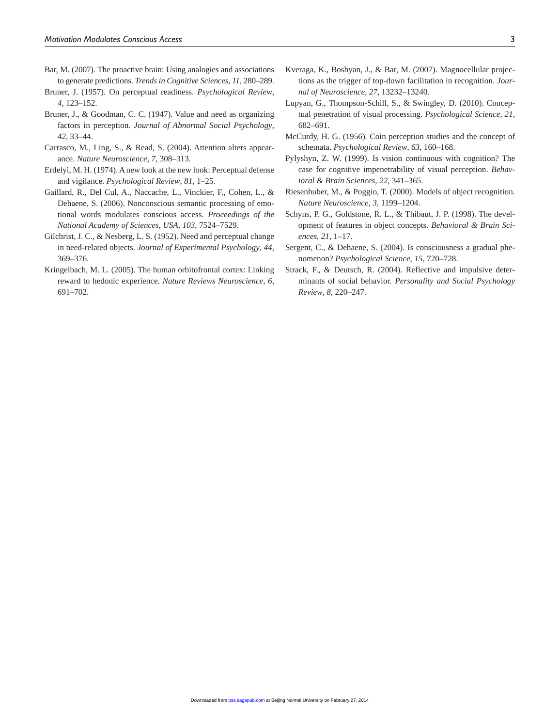Bar, M. (2007). The proactive brain: Using analogies and associations to generate predictions. *Trends in Cognitive Sciences*, *11*, 280–289.

Bruner, J. (1957). On perceptual readiness. *Psychological Review*, *4*, 123–152.

Bruner, J., & Goodman, C. C. (1947). Value and need as organizing factors in perception. *Journal of Abnormal Social Psychology*, *42*, 33–44.

Carrasco, M., Ling, S., & Read, S. (2004). Attention alters appearance. *Nature Neuroscience*, *7*, 308–313.

Erdelyi, M. H. (1974). A new look at the new look: Perceptual defense and vigilance. *Psychological Review*, *81*, 1–25.

Gaillard, R., Del Cul, A., Naccache, L., Vinckier, F., Cohen, L., & Dehaene, S. (2006). Nonconscious semantic processing of emotional words modulates conscious access. *Proceedings of the National Academy of Sciences, USA*, *103*, 7524–7529.

Gilchrist, J. C., & Nesberg, L. S. (1952). Need and perceptual change in need-related objects. *Journal of Experimental Psychology*, *44*, 369–376.

Kringelbach, M. L. (2005). The human orbitofrontal cortex: Linking reward to hedonic experience. *Nature Reviews Neuroscience*, *6*, 691–702.

Kveraga, K., Boshyan, J., & Bar, M. (2007). Magnocellular projections as the trigger of top-down facilitation in recognition. *Journal of Neuroscience*, *27*, 13232–13240.

Lupyan, G., Thompson-Schill, S., & Swingley, D. (2010). Conceptual penetration of visual processing. *Psychological Science*, *21*, 682–691.

McCurdy, H. G. (1956). Coin perception studies and the concept of schemata. *Psychological Review*, *63*, 160–168.

Pylyshyn, Z. W. (1999). Is vision continuous with cognition? The case for cognitive impenetrability of visual perception. *Behavioral & Brain Sciences*, *22*, 341–365.

Riesenhuber, M., & Poggio, T. (2000). Models of object recognition. *Nature Neuroscience*, *3*, 1199–1204.

Schyns, P. G., Goldstone, R. L., & Thibaut, J. P. (1998). The development of features in object concepts. *Behavioral & Brain Sciences*, *21*, 1–17.

Sergent, C., & Dehaene, S. (2004). Is consciousness a gradual phenomenon? *Psychological Science*, *15*, 720–728.

Strack, F., & Deutsch, R. (2004). Reflective and impulsive determinants of social behavior. *Personality and Social Psychology Review*, *8*, 220–247.